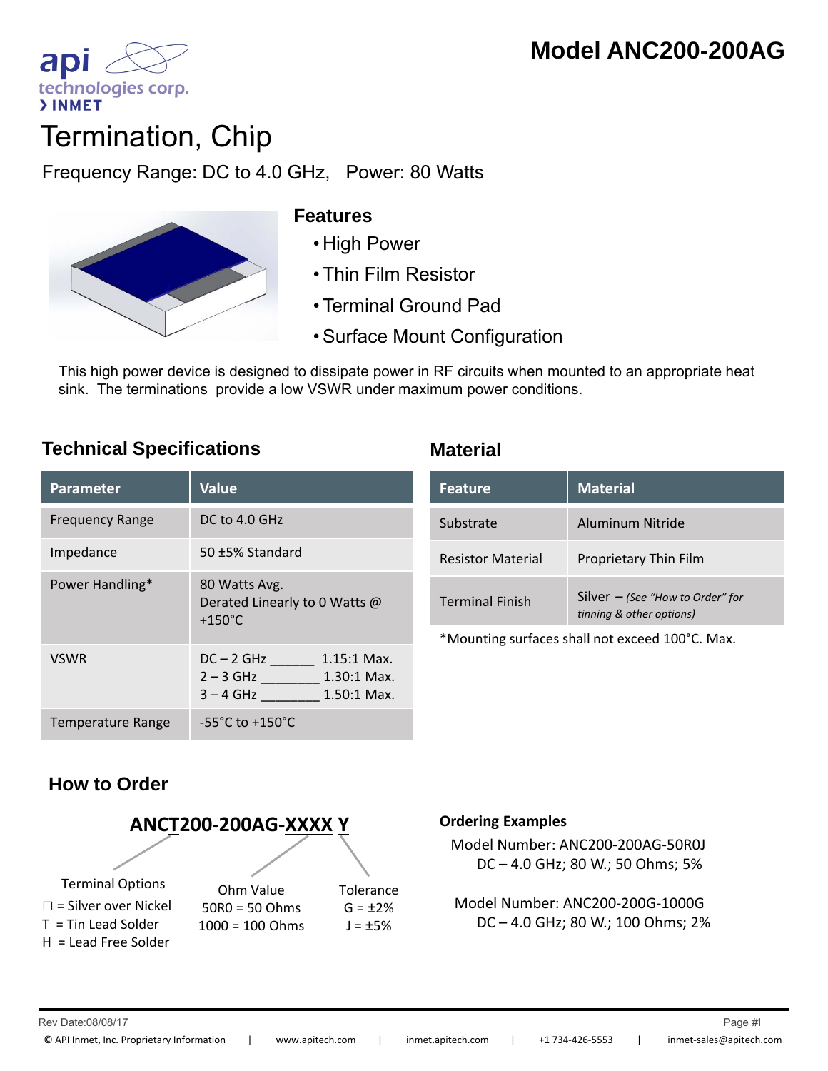# Model ANC200-200AG

api technologies corp.
› INMET

# Termination, Chip

Frequency Range: DC to 4.0 GHz,   Power: 80 Watts

### Features

- High Power
- Thin Film Resistor
- Terminal Ground Pad
- Surface Mount Configuration

This high power device is designed to dissipate power in RF circuits when mounted to an appropriate heat sink. The terminations provide a low VSWR under maximum power conditions.

## Technical Specifications

| Parameter | Value |
|---|---|
| Frequency Range | DC to 4.0 GHz |
| Impedance | 50 ±5% Standard |
| Power Handling* | 80 Watts Avg.<br>Derated Linearly to 0 Watts @ +150°C |
| VSWR | DC – 2 GHz ______ 1.15:1 Max.<br>2 – 3 GHz ________ 1.30:1 Max.<br>3 – 4 GHz ________ 1.50:1 Max. |
| Temperature Range | -55°C to +150°C |

## Material

| Feature | Material |
|---|---|
| Substrate | Aluminum Nitride |
| Resistor Material | Proprietary Thin Film |
| Terminal Finish | Silver – *(See "How to Order" for tinning & other options)* |

*Mounting surfaces shall not exceed 100°C. Max.

## How to Order

**ANCT200-200AG-XXXX Y**

Terminal Options
☐ = Silver over Nickel
T = Tin Lead Solder
H = Lead Free Solder

Ohm Value
50R0 = 50 Ohms
1000 = 100 Ohms

Tolerance
G = ±2%
J = ±5%

**Ordering Examples**

Model Number: ANC200-200AG-50R0J
DC – 4.0 GHz; 80 W.; 50 Ohms; 5%

Model Number: ANC200-200G-1000G
DC – 4.0 GHz; 80 W.; 100 Ohms; 2%

Rev Date:08/08/17

© API Inmet, Inc. Proprietary Information | www.apitech.com | inmet.apitech.com | +1 734-426-5553 | inmet-sales@apitech.com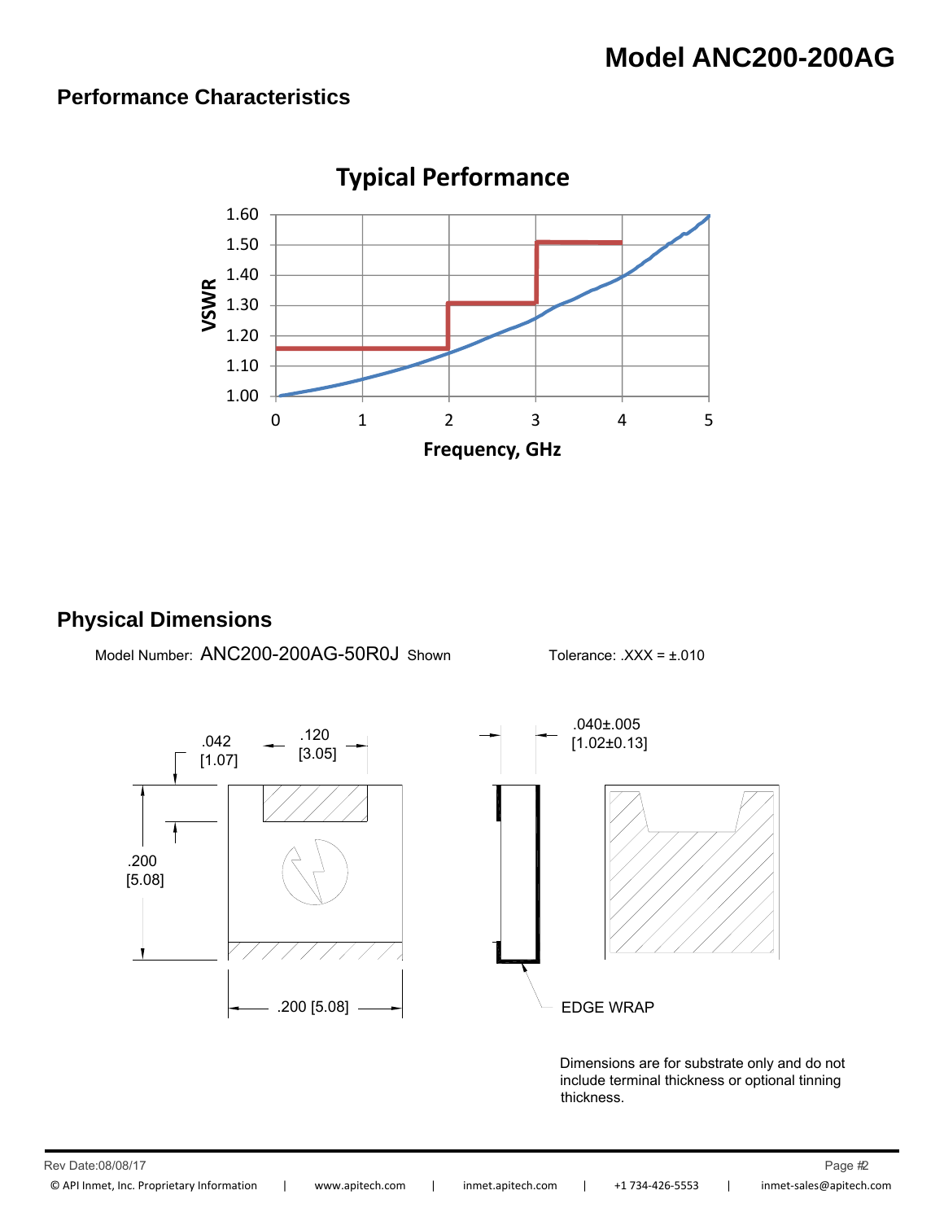# Model ANC200-200AG

## Performance Characteristics

Typical Performance

VSWR

1.60
1.50
1.40
1.30
1.20
1.10
1.00

0 1 2 3 4 5

Frequency, GHz

## Physical Dimensions

Model Number: ANC200-200AG-50R0J Shown

Tolerance: .XXX = ±.010

.042 [1.07]

.120 [3.05]

.200 [5.08]

.200 [5.08]

.040±.005 [1.02±0.13]

EDGE WRAP

Dimensions are for substrate only and do not include terminal thickness or optional tinning thickness.

Rev Date:08/08/17

© API Inmet, Inc. Proprietary Information | www.apitech.com | inmet.apitech.com | +1 734-426-5553 | inmet-sales@apitech.com